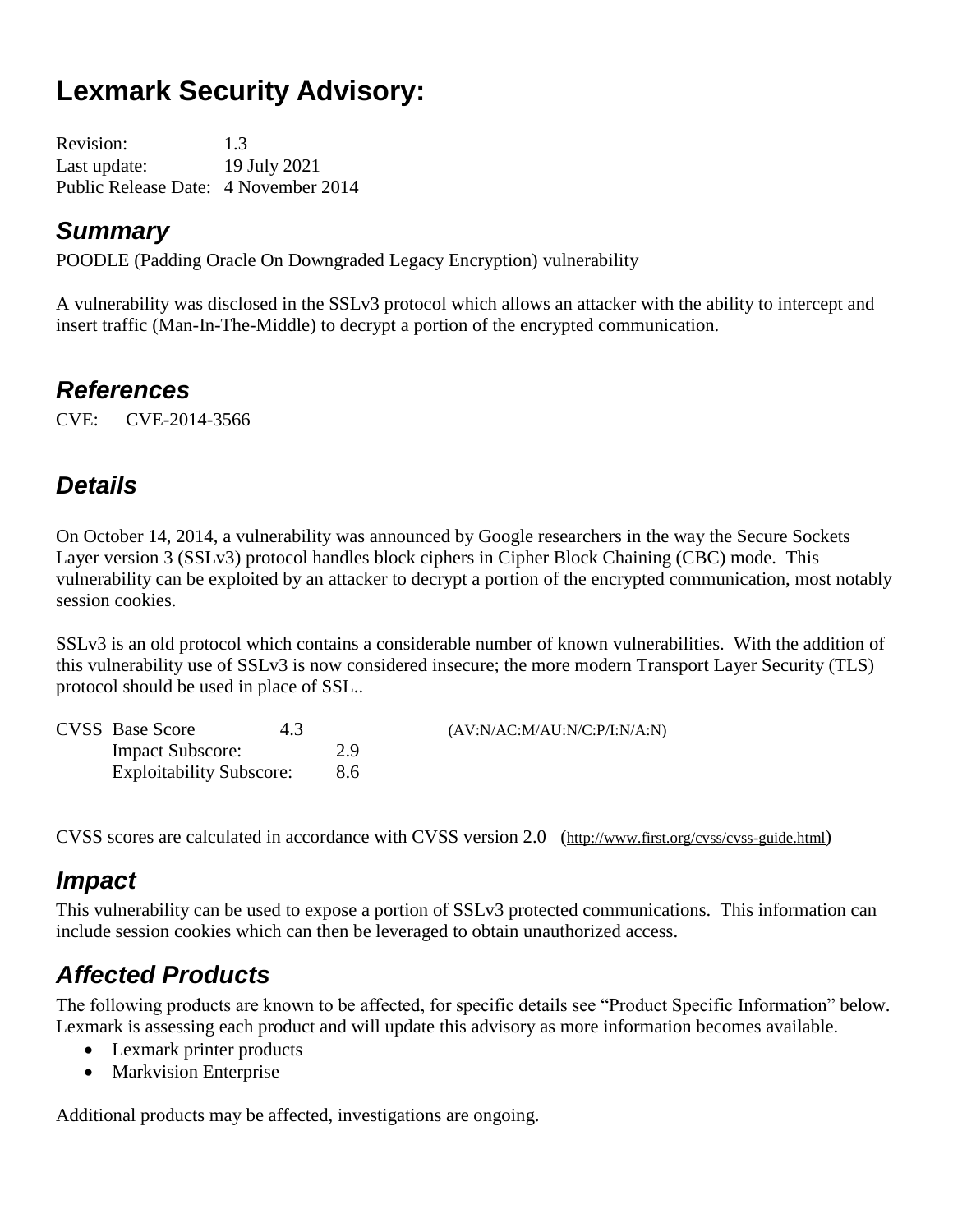# Lexmark Security Advisory:

Revision: 1.3
Last update: 19 July 2021
Public Release Date: 4 November 2014

## *Summary*

POODLE (Padding Oracle On Downgraded Legacy Encryption) vulnerability

A vulnerability was disclosed in the SSLv3 protocol which allows an attacker with the ability to intercept and insert traffic (Man-In-The-Middle) to decrypt a portion of the encrypted communication.

## *References*

CVE: CVE-2014-3566

## *Details*

On October 14, 2014, a vulnerability was announced by Google researchers in the way the Secure Sockets Layer version 3 (SSLv3) protocol handles block ciphers in Cipher Block Chaining (CBC) mode. This vulnerability can be exploited by an attacker to decrypt a portion of the encrypted communication, most notably session cookies.

SSLv3 is an old protocol which contains a considerable number of known vulnerabilities. With the addition of this vulnerability use of SSLv3 is now considered insecure; the more modern Transport Layer Security (TLS) protocol should be used in place of SSL..

CVSS Base Score 4.3 (AV:N/AC:M/AU:N/C:P/I:N/A:N)
Impact Subscore: 2.9
Exploitability Subscore: 8.6

CVSS scores are calculated in accordance with CVSS version 2.0 (http://www.first.org/cvss/cvss-guide.html)

## *Impact*

This vulnerability can be used to expose a portion of SSLv3 protected communications. This information can include session cookies which can then be leveraged to obtain unauthorized access.

## *Affected Products*

The following products are known to be affected, for specific details see "Product Specific Information" below. Lexmark is assessing each product and will update this advisory as more information becomes available.

- Lexmark printer products
- Markvision Enterprise

Additional products may be affected, investigations are ongoing.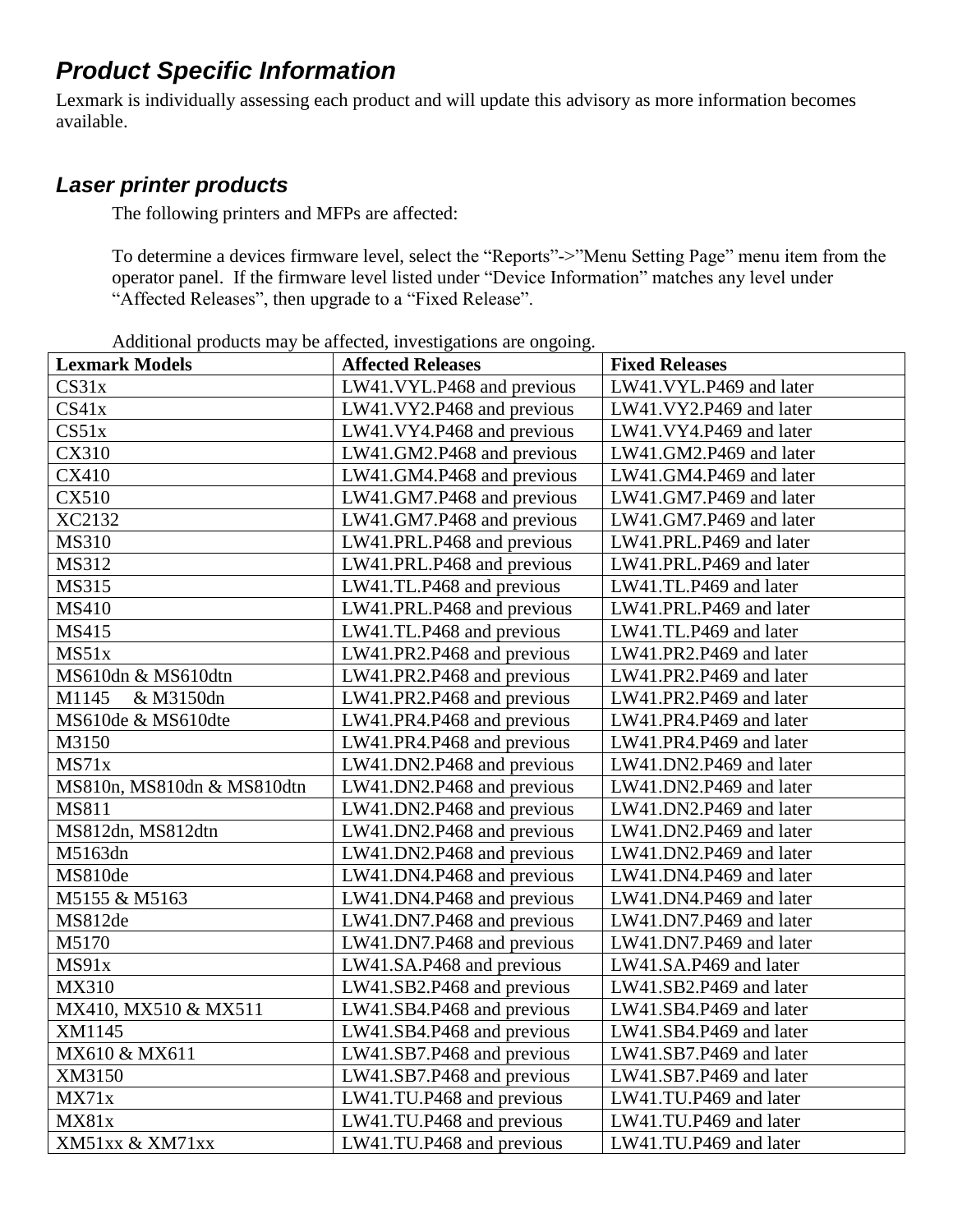## *Product Specific Information*

Lexmark is individually assessing each product and will update this advisory as more information becomes available.

### *Laser printer products*

The following printers and MFPs are affected:

To determine a devices firmware level, select the “Reports”->”Menu Setting Page” menu item from the operator panel. If the firmware level listed under “Device Information” matches any level under “Affected Releases”, then upgrade to a “Fixed Release”.

Additional products may be affected, investigations are ongoing.

| **Lexmark Models** | **Affected Releases** | **Fixed Releases** |
|---|---|---|
| CS31x | LW41.VYL.P468 and previous | LW41.VYL.P469 and later |
| CS41x | LW41.VY2.P468 and previous | LW41.VY2.P469 and later |
| CS51x | LW41.VY4.P468 and previous | LW41.VY4.P469 and later |
| CX310 | LW41.GM2.P468 and previous | LW41.GM2.P469 and later |
| CX410 | LW41.GM4.P468 and previous | LW41.GM4.P469 and later |
| CX510 | LW41.GM7.P468 and previous | LW41.GM7.P469 and later |
| XC2132 | LW41.GM7.P468 and previous | LW41.GM7.P469 and later |
| MS310 | LW41.PRL.P468 and previous | LW41.PRL.P469 and later |
| MS312 | LW41.PRL.P468 and previous | LW41.PRL.P469 and later |
| MS315 | LW41.TL.P468 and previous | LW41.TL.P469 and later |
| MS410 | LW41.PRL.P468 and previous | LW41.PRL.P469 and later |
| MS415 | LW41.TL.P468 and previous | LW41.TL.P469 and later |
| MS51x | LW41.PR2.P468 and previous | LW41.PR2.P469 and later |
| MS610dn & MS610dtn | LW41.PR2.P468 and previous | LW41.PR2.P469 and later |
| M1145 & M3150dn | LW41.PR2.P468 and previous | LW41.PR2.P469 and later |
| MS610de & MS610dte | LW41.PR4.P468 and previous | LW41.PR4.P469 and later |
| M3150 | LW41.PR4.P468 and previous | LW41.PR4.P469 and later |
| MS71x | LW41.DN2.P468 and previous | LW41.DN2.P469 and later |
| MS810n, MS810dn & MS810dtn | LW41.DN2.P468 and previous | LW41.DN2.P469 and later |
| MS811 | LW41.DN2.P468 and previous | LW41.DN2.P469 and later |
| MS812dn, MS812dtn | LW41.DN2.P468 and previous | LW41.DN2.P469 and later |
| M5163dn | LW41.DN2.P468 and previous | LW41.DN2.P469 and later |
| MS810de | LW41.DN4.P468 and previous | LW41.DN4.P469 and later |
| M5155 & M5163 | LW41.DN4.P468 and previous | LW41.DN4.P469 and later |
| MS812de | LW41.DN7.P468 and previous | LW41.DN7.P469 and later |
| M5170 | LW41.DN7.P468 and previous | LW41.DN7.P469 and later |
| MS91x | LW41.SA.P468 and previous | LW41.SA.P469 and later |
| MX310 | LW41.SB2.P468 and previous | LW41.SB2.P469 and later |
| MX410, MX510 & MX511 | LW41.SB4.P468 and previous | LW41.SB4.P469 and later |
| XM1145 | LW41.SB4.P468 and previous | LW41.SB4.P469 and later |
| MX610 & MX611 | LW41.SB7.P468 and previous | LW41.SB7.P469 and later |
| XM3150 | LW41.SB7.P468 and previous | LW41.SB7.P469 and later |
| MX71x | LW41.TU.P468 and previous | LW41.TU.P469 and later |
| MX81x | LW41.TU.P468 and previous | LW41.TU.P469 and later |
| XM51xx & XM71xx | LW41.TU.P468 and previous | LW41.TU.P469 and later |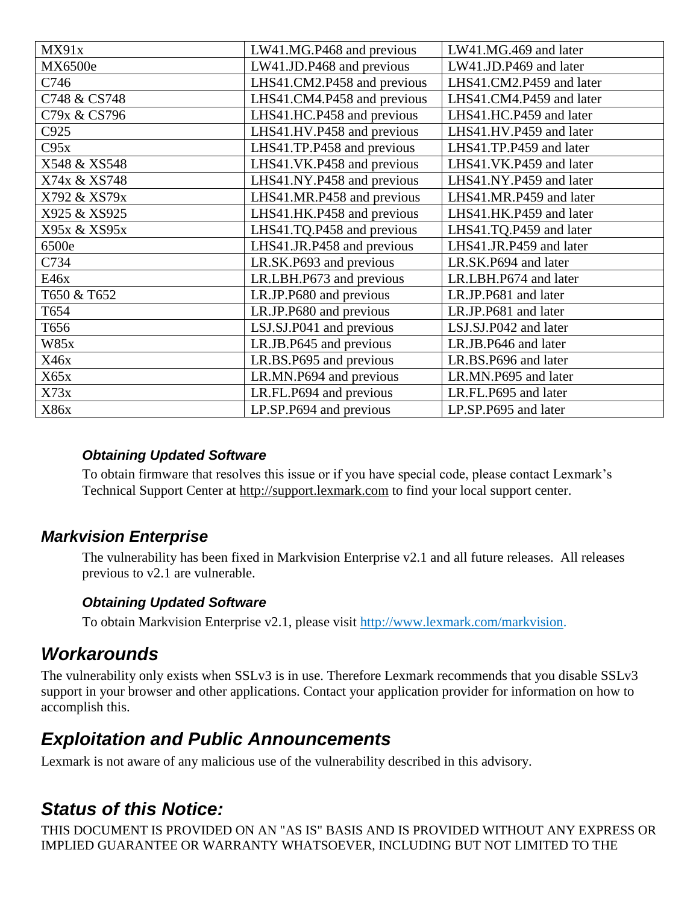| MX91x | LW41.MG.P468 and previous | LW41.MG.469 and later |
|---|---|---|
| MX6500e | LW41.JD.P468 and previous | LW41.JD.P469 and later |
| C746 | LHS41.CM2.P458 and previous | LHS41.CM2.P459 and later |
| C748 & CS748 | LHS41.CM4.P458 and previous | LHS41.CM4.P459 and later |
| C79x & CS796 | LHS41.HC.P458 and previous | LHS41.HC.P459 and later |
| C925 | LHS41.HV.P458 and previous | LHS41.HV.P459 and later |
| C95x | LHS41.TP.P458 and previous | LHS41.TP.P459 and later |
| X548 & XS548 | LHS41.VK.P458 and previous | LHS41.VK.P459 and later |
| X74x & XS748 | LHS41.NY.P458 and previous | LHS41.NY.P459 and later |
| X792 & XS79x | LHS41.MR.P458 and previous | LHS41.MR.P459 and later |
| X925 & XS925 | LHS41.HK.P458 and previous | LHS41.HK.P459 and later |
| X95x & XS95x | LHS41.TQ.P458 and previous | LHS41.TQ.P459 and later |
| 6500e | LHS41.JR.P458 and previous | LHS41.JR.P459 and later |
| C734 | LR.SK.P693 and previous | LR.SK.P694 and later |
| E46x | LR.LBH.P673 and previous | LR.LBH.P674 and later |
| T650 & T652 | LR.JP.P680 and previous | LR.JP.P681 and later |
| T654 | LR.JP.P680 and previous | LR.JP.P681 and later |
| T656 | LSJ.SJ.P041 and previous | LSJ.SJ.P042 and later |
| W85x | LR.JB.P645 and previous | LR.JB.P646 and later |
| X46x | LR.BS.P695 and previous | LR.BS.P696 and later |
| X65x | LR.MN.P694 and previous | LR.MN.P695 and later |
| X73x | LR.FL.P694 and previous | LR.FL.P695 and later |
| X86x | LP.SP.P694 and previous | LP.SP.P695 and later |

#### *Obtaining Updated Software*

To obtain firmware that resolves this issue or if you have special code, please contact Lexmark's Technical Support Center at http://support.lexmark.com to find your local support center.

### *Markvision Enterprise*

The vulnerability has been fixed in Markvision Enterprise v2.1 and all future releases. All releases previous to v2.1 are vulnerable.

#### *Obtaining Updated Software*

To obtain Markvision Enterprise v2.1, please visit http://www.lexmark.com/markvision.

## *Workarounds*

The vulnerability only exists when SSLv3 is in use. Therefore Lexmark recommends that you disable SSLv3 support in your browser and other applications. Contact your application provider for information on how to accomplish this.

## *Exploitation and Public Announcements*

Lexmark is not aware of any malicious use of the vulnerability described in this advisory.

## *Status of this Notice:*

THIS DOCUMENT IS PROVIDED ON AN "AS IS" BASIS AND IS PROVIDED WITHOUT ANY EXPRESS OR IMPLIED GUARANTEE OR WARRANTY WHATSOEVER, INCLUDING BUT NOT LIMITED TO THE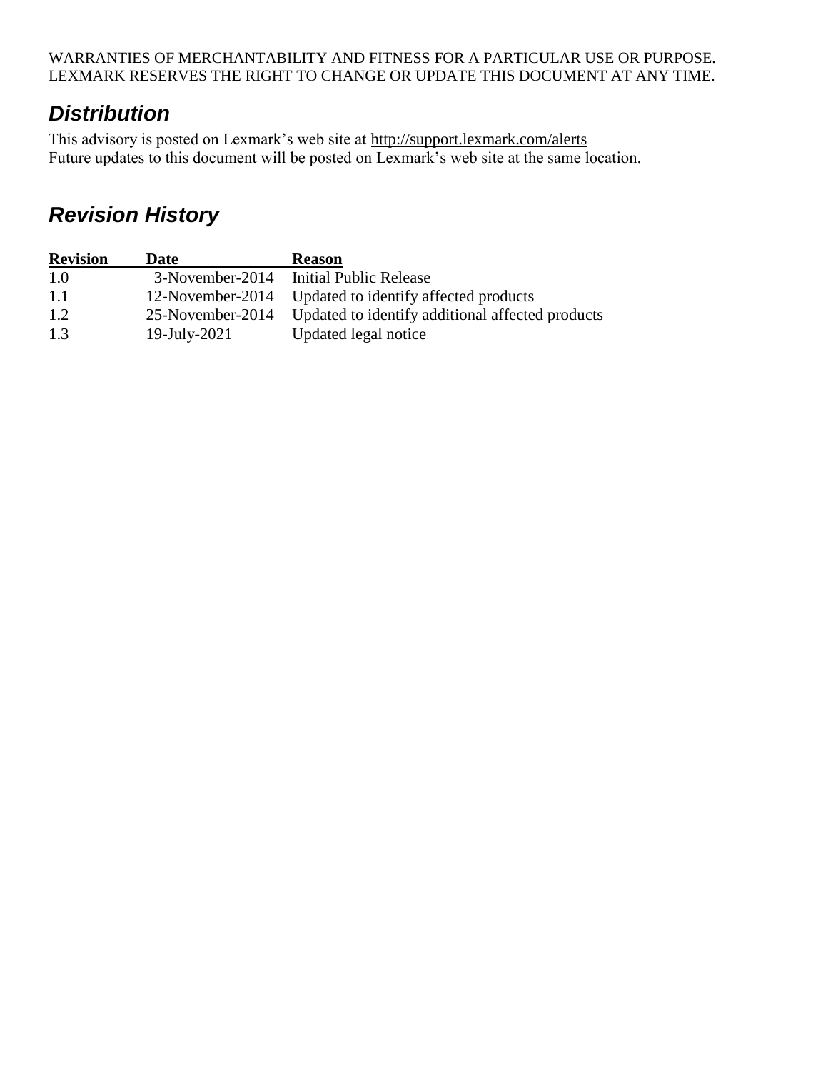WARRANTIES OF MERCHANTABILITY AND FITNESS FOR A PARTICULAR USE OR PURPOSE. LEXMARK RESERVES THE RIGHT TO CHANGE OR UPDATE THIS DOCUMENT AT ANY TIME.

## *Distribution*

This advisory is posted on Lexmark's web site at http://support.lexmark.com/alerts
Future updates to this document will be posted on Lexmark's web site at the same location.

## *Revision History*

| Revision | Date | Reason |
|---|---|---|
| 1.0 | 3-November-2014 | Initial Public Release |
| 1.1 | 12-November-2014 | Updated to identify affected products |
| 1.2 | 25-November-2014 | Updated to identify additional affected products |
| 1.3 | 19-July-2021 | Updated legal notice |